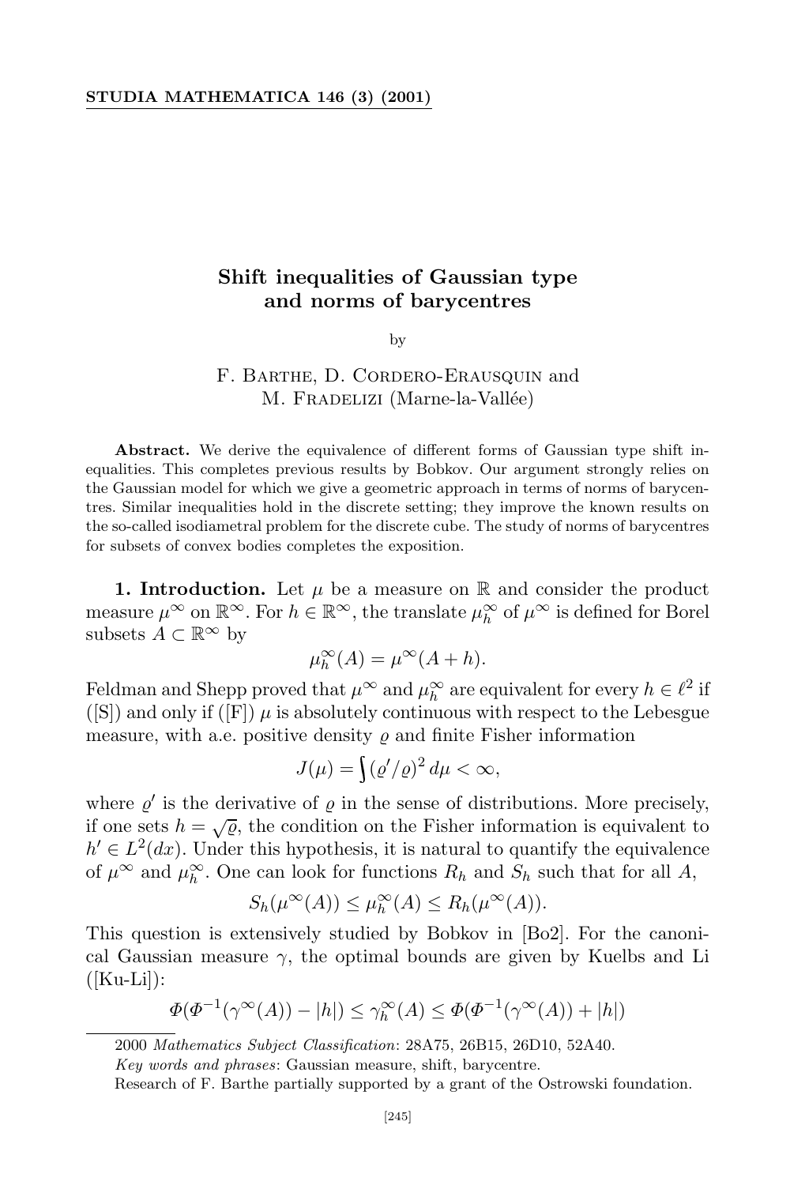# Shift inequalities of Gaussian type and norms of barycentres

by

F. Barthe, D. Cordero-Erausquin and M. Fradelizi (Marne-la-Vallée)

**Abstract.** We derive the equivalence of different forms of Gaussian type shift inequalities. This completes previous results by Bobkov. Our argument strongly relies on the Gaussian model for which we give a geometric approach in terms of norms of barycentres. Similar inequalities hold in the discrete setting; they improve the known results on the so-called isodiametral problem for the discrete cube. The study of norms of barycentres for subsets of convex bodies completes the exposition.

**1. Introduction.** Let $\mu$ be a measure on $\mathbb{R}$ and consider the product measure $\mu^\infty$ on $\mathbb{R}^\infty$. For $h \in \mathbb{R}^\infty$, the translate $\mu_h^\infty$ of $\mu^\infty$ is defined for Borel subsets $A \subset \mathbb{R}^\infty$ by

$$\mu_h^\infty(A) = \mu^\infty(A + h).$$

Feldman and Shepp proved that $\mu^\infty$ and $\mu_h^\infty$ are equivalent for every $h \in \ell^2$ if ([S]) and only if ([F]) $\mu$ is absolutely continuous with respect to the Lebesgue measure, with a.e. positive density $\varrho$ and finite Fisher information

$$J(\mu) = \int (\varrho'/\varrho)^2\, d\mu < \infty,$$

where $\varrho'$ is the derivative of $\varrho$ in the sense of distributions. More precisely, if one sets $h = \sqrt{\varrho}$, the condition on the Fisher information is equivalent to $h' \in L^2(dx)$. Under this hypothesis, it is natural to quantify the equivalence of $\mu^\infty$ and $\mu_h^\infty$. One can look for functions $R_h$ and $S_h$ such that for all $A$,

$$S_h(\mu^\infty(A)) \le \mu_h^\infty(A) \le R_h(\mu^\infty(A)).$$

This question is extensively studied by Bobkov in [Bo2]. For the canonical Gaussian measure $\gamma$, the optimal bounds are given by Kuelbs and Li ([Ku-Li]):

$$\Phi(\Phi^{-1}(\gamma^\infty(A)) - |h|) \le \gamma_h^\infty(A) \le \Phi(\Phi^{-1}(\gamma^\infty(A)) + |h|)$$

2000 *Mathematics Subject Classification*: 28A75, 26B15, 26D10, 52A40.

*Key words and phrases*: Gaussian measure, shift, barycentre.

Research of F. Barthe partially supported by a grant of the Ostrowski foundation.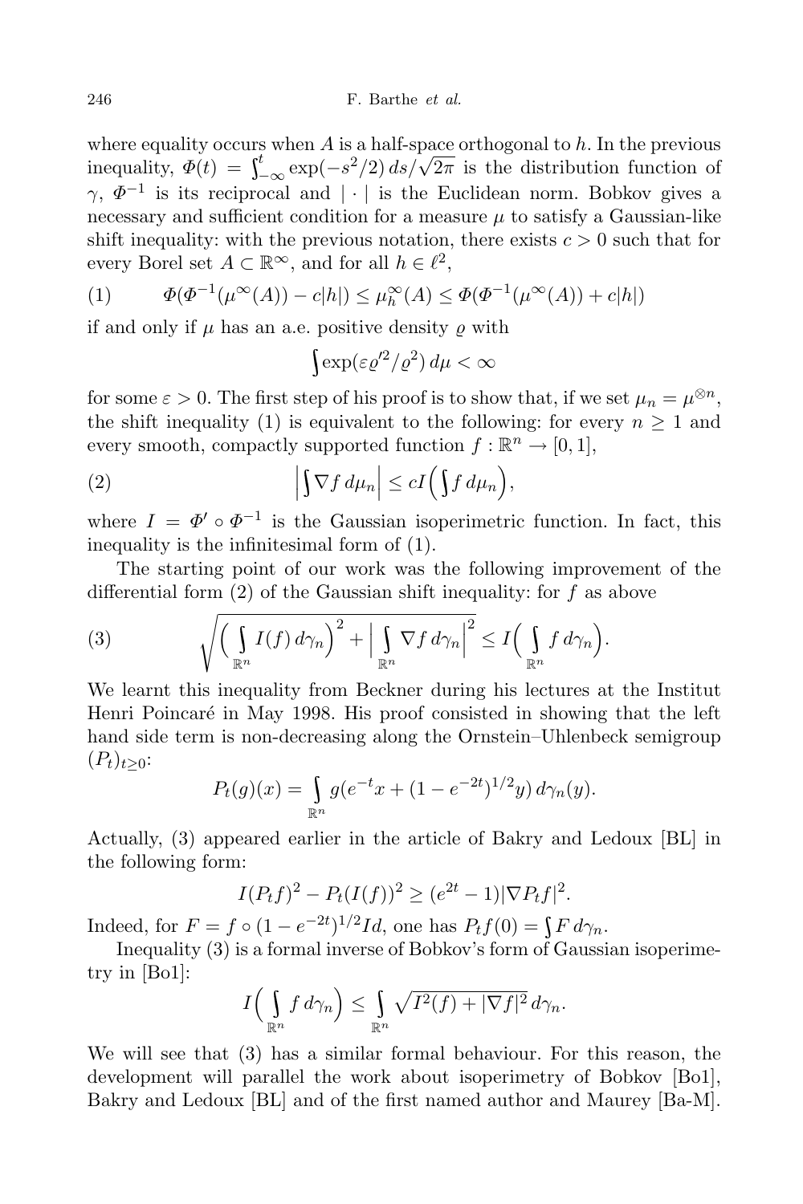where equality occurs when $A$ is a half-space orthogonal to $h$. In the previous inequality, $\Phi(t) = \int_{-\infty}^{t} \exp(-s^2/2)\, ds/\sqrt{2\pi}$ is the distribution function of $\gamma$, $\Phi^{-1}$ is its reciprocal and $|\cdot|$ is the Euclidean norm. Bobkov gives a necessary and sufficient condition for a measure $\mu$ to satisfy a Gaussian-like shift inequality: with the previous notation, there exists $c > 0$ such that for every Borel set $A \subset \mathbb{R}^\infty$, and for all $h \in \ell^2$,

$$\Phi(\Phi^{-1}(\mu^\infty(A)) - c|h|) \le \mu_h^\infty(A) \le \Phi(\Phi^{-1}(\mu^\infty(A)) + c|h|) \tag{1}$$

if and only if $\mu$ has an a.e. positive density $\varrho$ with

$$\int \exp(\varepsilon \varrho'^2/\varrho^2)\, d\mu < \infty$$

for some $\varepsilon > 0$. The first step of his proof is to show that, if we set $\mu_n = \mu^{\otimes n}$, the shift inequality (1) is equivalent to the following: for every $n \ge 1$ and every smooth, compactly supported function $f : \mathbb{R}^n \to [0,1]$,

$$\Big| \int \nabla f \, d\mu_n \Big| \le c I\Big( \int f \, d\mu_n \Big), \tag{2}$$

where $I = \Phi' \circ \Phi^{-1}$ is the Gaussian isoperimetric function. In fact, this inequality is the infinitesimal form of (1).

The starting point of our work was the following improvement of the differential form (2) of the Gaussian shift inequality: for $f$ as above

$$\sqrt{\Big( \int_{\mathbb{R}^n} I(f)\, d\gamma_n \Big)^2 + \Big| \int_{\mathbb{R}^n} \nabla f \, d\gamma_n \Big|^2} \le I\Big( \int_{\mathbb{R}^n} f \, d\gamma_n \Big). \tag{3}$$

We learnt this inequality from Beckner during his lectures at the Institut Henri Poincaré in May 1998. His proof consisted in showing that the left hand side term is non-decreasing along the Ornstein–Uhlenbeck semigroup $(P_t)_{t \ge 0}$:

$$P_t(g)(x) = \int_{\mathbb{R}^n} g(e^{-t}x + (1 - e^{-2t})^{1/2} y)\, d\gamma_n(y).$$

Actually, (3) appeared earlier in the article of Bakry and Ledoux [BL] in the following form:

$$I(P_t f)^2 - P_t(I(f))^2 \ge (e^{2t} - 1)|\nabla P_t f|^2.$$

Indeed, for $F = f \circ (1 - e^{-2t})^{1/2} Id$, one has $P_t f(0) = \int F \, d\gamma_n$.

Inequality (3) is a formal inverse of Bobkov's form of Gaussian isoperimetry in [Bo1]:

$$I\Big( \int_{\mathbb{R}^n} f \, d\gamma_n \Big) \le \int_{\mathbb{R}^n} \sqrt{I^2(f) + |\nabla f|^2}\, d\gamma_n.$$

We will see that (3) has a similar formal behaviour. For this reason, the development will parallel the work about isoperimetry of Bobkov [Bo1], Bakry and Ledoux [BL] and of the first named author and Maurey [Ba-M].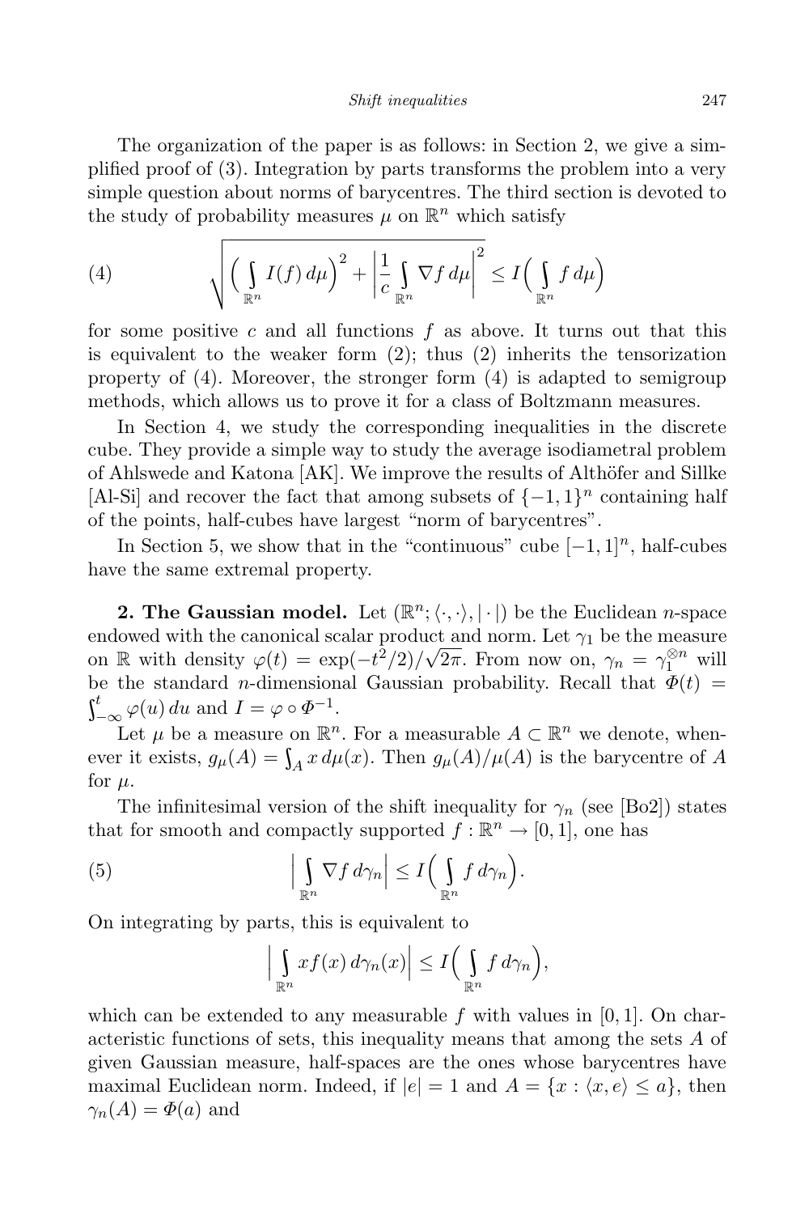The organization of the paper is as follows: in Section 2, we give a simplified proof of (3). Integration by parts transforms the problem into a very simple question about norms of barycentres. The third section is devoted to the study of probability measures $\mu$ on $\mathbb{R}^n$ which satisfy

$$\sqrt{\Big(\int_{\mathbb{R}^n} I(f)\,d\mu\Big)^2 + \Big|\frac{1}{c}\int_{\mathbb{R}^n} \nabla f\,d\mu\Big|^2} \le I\Big(\int_{\mathbb{R}^n} f\,d\mu\Big) \tag{4}$$

for some positive $c$ and all functions $f$ as above. It turns out that this is equivalent to the weaker form (2); thus (2) inherits the tensorization property of (4). Moreover, the stronger form (4) is adapted to semigroup methods, which allows us to prove it for a class of Boltzmann measures.

In Section 4, we study the corresponding inequalities in the discrete cube. They provide a simple way to study the average isodiametral problem of Ahlswede and Katona [AK]. We improve the results of Althöfer and Sillke [Al-Si] and recover the fact that among subsets of $\{-1,1\}^n$ containing half of the points, half-cubes have largest "norm of barycentres".

In Section 5, we show that in the "continuous" cube $[-1,1]^n$, half-cubes have the same extremal property.

**2. The Gaussian model.** Let $(\mathbb{R}^n; \langle\cdot,\cdot\rangle, |\cdot|)$ be the Euclidean $n$-space endowed with the canonical scalar product and norm. Let $\gamma_1$ be the measure on $\mathbb{R}$ with density $\varphi(t) = \exp(-t^2/2)/\sqrt{2\pi}$. From now on, $\gamma_n = \gamma_1^{\otimes n}$ will be the standard $n$-dimensional Gaussian probability. Recall that $\Phi(t) = \int_{-\infty}^t \varphi(u)\,du$ and $I = \varphi\circ\Phi^{-1}$.

Let $\mu$ be a measure on $\mathbb{R}^n$. For a measurable $A\subset\mathbb{R}^n$ we denote, whenever it exists, $g_\mu(A) = \int_A x\,d\mu(x)$. Then $g_\mu(A)/\mu(A)$ is the barycentre of $A$ for $\mu$.

The infinitesimal version of the shift inequality for $\gamma_n$ (see [Bo2]) states that for smooth and compactly supported $f:\mathbb{R}^n\to[0,1]$, one has

$$\Big|\int_{\mathbb{R}^n} \nabla f\,d\gamma_n\Big| \le I\Big(\int_{\mathbb{R}^n} f\,d\gamma_n\Big). \tag{5}$$

On integrating by parts, this is equivalent to

$$\Big|\int_{\mathbb{R}^n} xf(x)\,d\gamma_n(x)\Big| \le I\Big(\int_{\mathbb{R}^n} f\,d\gamma_n\Big),$$

which can be extended to any measurable $f$ with values in $[0,1]$. On characteristic functions of sets, this inequality means that among the sets $A$ of given Gaussian measure, half-spaces are the ones whose barycentres have maximal Euclidean norm. Indeed, if $|e|=1$ and $A=\{x : \langle x,e\rangle \le a\}$, then $\gamma_n(A) = \Phi(a)$ and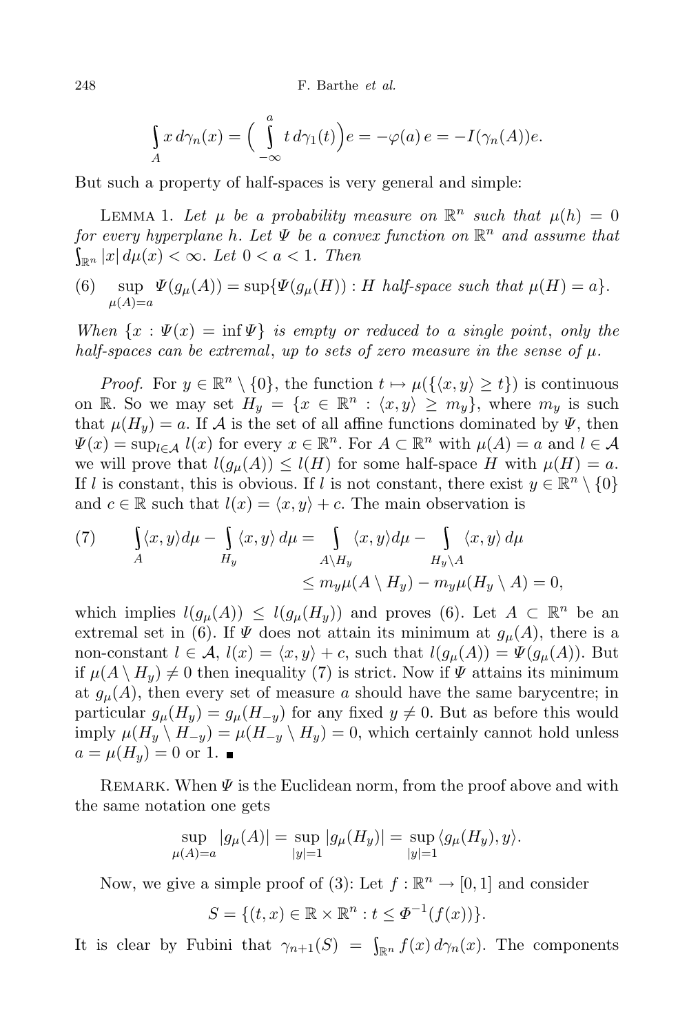$$\int_A x\,d\gamma_n(x) = \Big(\int_{-\infty}^{a} t\,d\gamma_1(t)\Big)e = -\varphi(a)\,e = -I(\gamma_n(A))e.$$

But such a property of half-spaces is very general and simple:

Lemma 1. *Let $\mu$ be a probability measure on $\mathbb{R}^n$ such that $\mu(h) = 0$ for every hyperplane $h$. Let $\Psi$ be a convex function on $\mathbb{R}^n$ and assume that $\int_{\mathbb{R}^n} |x|\,d\mu(x) < \infty$. Let $0 < a < 1$. Then*

$$\sup_{\mu(A)=a} \Psi(g_\mu(A)) = \sup\{\Psi(g_\mu(H)) : H \text{ half-space such that } \mu(H) = a\}. \tag{6}$$

*When $\{x : \Psi(x) = \inf \Psi\}$ is empty or reduced to a single point, only the half-spaces can be extremal, up to sets of zero measure in the sense of $\mu$.*

*Proof.* For $y \in \mathbb{R}^n \setminus \{0\}$, the function $t \mapsto \mu(\{\langle x, y\rangle \geq t\})$ is continuous on $\mathbb{R}$. So we may set $H_y = \{x \in \mathbb{R}^n : \langle x, y\rangle \geq m_y\}$, where $m_y$ is such that $\mu(H_y) = a$. If $\mathcal{A}$ is the set of all affine functions dominated by $\Psi$, then $\Psi(x) = \sup_{l\in\mathcal{A}} l(x)$ for every $x \in \mathbb{R}^n$. For $A \subset \mathbb{R}^n$ with $\mu(A) = a$ and $l \in \mathcal{A}$ we will prove that $l(g_\mu(A)) \leq l(H)$ for some half-space $H$ with $\mu(H) = a$. If $l$ is constant, this is obvious. If $l$ is not constant, there exist $y \in \mathbb{R}^n \setminus \{0\}$ and $c \in \mathbb{R}$ such that $l(x) = \langle x, y\rangle + c$. The main observation is

$$\begin{aligned}\int_A \langle x, y\rangle d\mu - \int_{H_y} \langle x, y\rangle\, d\mu &= \int_{A\setminus H_y} \langle x, y\rangle d\mu - \int_{H_y\setminus A} \langle x, y\rangle\, d\mu \\ &\leq m_y \mu(A \setminus H_y) - m_y \mu(H_y \setminus A) = 0,\end{aligned} \tag{7}$$

which implies $l(g_\mu(A)) \leq l(g_\mu(H_y))$ and proves (6). Let $A \subset \mathbb{R}^n$ be an extremal set in (6). If $\Psi$ does not attain its minimum at $g_\mu(A)$, there is a non-constant $l \in \mathcal{A}$, $l(x) = \langle x, y\rangle + c$, such that $l(g_\mu(A)) = \Psi(g_\mu(A))$. But if $\mu(A \setminus H_y) \neq 0$ then inequality (7) is strict. Now if $\Psi$ attains its minimum at $g_\mu(A)$, then every set of measure $a$ should have the same barycentre; in particular $g_\mu(H_y) = g_\mu(H_{-y})$ for any fixed $y \neq 0$. But as before this would imply $\mu(H_y \setminus H_{-y}) = \mu(H_{-y} \setminus H_y) = 0$, which certainly cannot hold unless $a = \mu(H_y) = 0$ or $1$. ∎

Remark. When $\Psi$ is the Euclidean norm, from the proof above and with the same notation one gets

$$\sup_{\mu(A)=a} |g_\mu(A)| = \sup_{|y|=1} |g_\mu(H_y)| = \sup_{|y|=1} \langle g_\mu(H_y), y\rangle.$$

Now, we give a simple proof of (3): Let $f : \mathbb{R}^n \to [0, 1]$ and consider

$$S = \{(t, x) \in \mathbb{R} \times \mathbb{R}^n : t \leq \Phi^{-1}(f(x))\}.$$

It is clear by Fubini that $\gamma_{n+1}(S) = \int_{\mathbb{R}^n} f(x)\,d\gamma_n(x)$. The components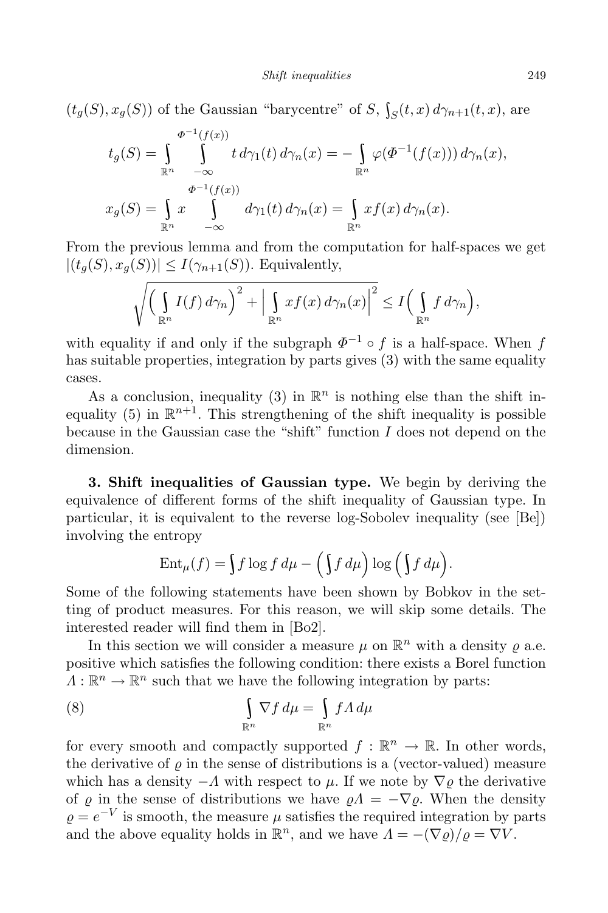$(t_g(S), x_g(S))$ of the Gaussian "barycentre" of $S$, $\int_S (t,x)\, d\gamma_{n+1}(t,x)$, are

$$t_g(S) = \int_{\mathbb{R}^n} \int_{-\infty}^{\Phi^{-1}(f(x))} t\, d\gamma_1(t)\, d\gamma_n(x) = -\int_{\mathbb{R}^n} \varphi(\Phi^{-1}(f(x)))\, d\gamma_n(x),$$

$$x_g(S) = \int_{\mathbb{R}^n} x \int_{-\infty}^{\Phi^{-1}(f(x))} d\gamma_1(t)\, d\gamma_n(x) = \int_{\mathbb{R}^n} x f(x)\, d\gamma_n(x).$$

From the previous lemma and from the computation for half-spaces we get $|(t_g(S), x_g(S))| \le I(\gamma_{n+1}(S))$. Equivalently,

$$\sqrt{\Big(\int_{\mathbb{R}^n} I(f)\, d\gamma_n\Big)^2 + \Big|\int_{\mathbb{R}^n} x f(x)\, d\gamma_n(x)\Big|^2} \le I\Big(\int_{\mathbb{R}^n} f\, d\gamma_n\Big),$$

with equality if and only if the subgraph $\Phi^{-1} \circ f$ is a half-space. When $f$ has suitable properties, integration by parts gives (3) with the same equality cases.

As a conclusion, inequality (3) in $\mathbb{R}^n$ is nothing else than the shift inequality (5) in $\mathbb{R}^{n+1}$. This strengthening of the shift inequality is possible because in the Gaussian case the "shift" function $I$ does not depend on the dimension.

**3. Shift inequalities of Gaussian type.** We begin by deriving the equivalence of different forms of the shift inequality of Gaussian type. In particular, it is equivalent to the reverse log-Sobolev inequality (see [Be]) involving the entropy

$$\mathrm{Ent}_\mu(f) = \int f \log f\, d\mu - \Big(\int f\, d\mu\Big) \log\Big(\int f\, d\mu\Big).$$

Some of the following statements have been shown by Bobkov in the setting of product measures. For this reason, we will skip some details. The interested reader will find them in [Bo2].

In this section we will consider a measure $\mu$ on $\mathbb{R}^n$ with a density $\varrho$ a.e. positive which satisfies the following condition: there exists a Borel function $\Lambda : \mathbb{R}^n \to \mathbb{R}^n$ such that we have the following integration by parts:

$$\int_{\mathbb{R}^n} \nabla f\, d\mu = \int_{\mathbb{R}^n} f \Lambda\, d\mu \tag{8}$$

for every smooth and compactly supported $f : \mathbb{R}^n \to \mathbb{R}$. In other words, the derivative of $\varrho$ in the sense of distributions is a (vector-valued) measure which has a density $-\Lambda$ with respect to $\mu$. If we note by $\nabla \varrho$ the derivative of $\varrho$ in the sense of distributions we have $\varrho \Lambda = -\nabla \varrho$. When the density $\varrho = e^{-V}$ is smooth, the measure $\mu$ satisfies the required integration by parts and the above equality holds in $\mathbb{R}^n$, and we have $\Lambda = -(\nabla \varrho)/\varrho = \nabla V$.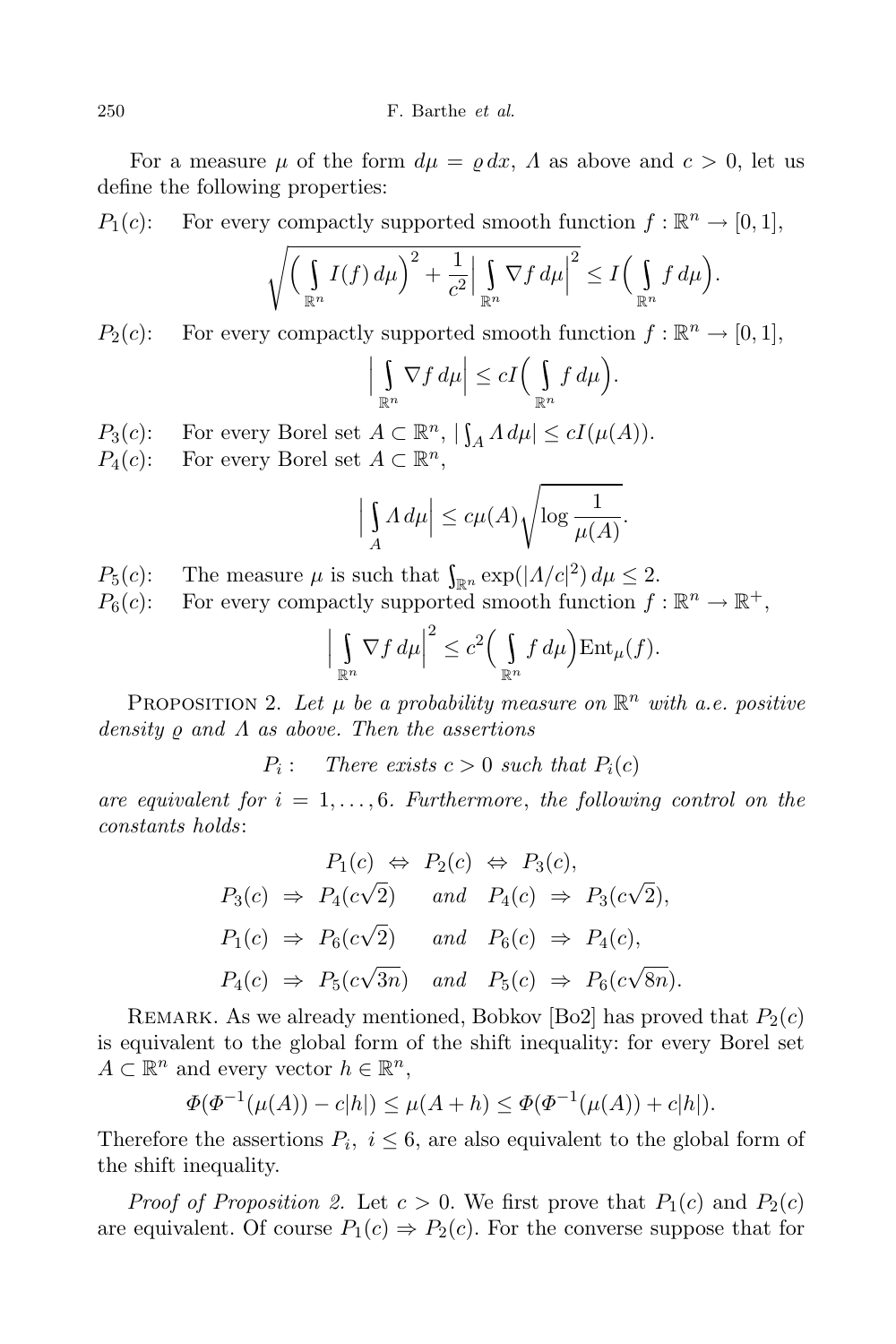For a measure $\mu$ of the form $d\mu = \varrho\, dx$, $\Lambda$ as above and $c > 0$, let us define the following properties:

$P_1(c)$: For every compactly supported smooth function $f : \mathbb{R}^n \to [0,1]$,

$$\sqrt{\Big(\int_{\mathbb{R}^n} I(f)\, d\mu\Big)^2 + \frac{1}{c^2}\Big|\int_{\mathbb{R}^n} \nabla f\, d\mu\Big|^2} \le I\Big(\int_{\mathbb{R}^n} f\, d\mu\Big).$$

$P_2(c)$: For every compactly supported smooth function $f : \mathbb{R}^n \to [0,1]$,

$$\Big|\int_{\mathbb{R}^n} \nabla f\, d\mu\Big| \le cI\Big(\int_{\mathbb{R}^n} f\, d\mu\Big).$$

$P_3(c)$: For every Borel set $A \subset \mathbb{R}^n$, $|\int_A \Lambda\, d\mu| \le cI(\mu(A))$.

$P_4(c)$: For every Borel set $A \subset \mathbb{R}^n$,

$$\Big|\int_A \Lambda\, d\mu\Big| \le c\mu(A)\sqrt{\log\frac{1}{\mu(A)}}.$$

$P_5(c)$: The measure $\mu$ is such that $\int_{\mathbb{R}^n} \exp(|\Lambda/c|^2)\, d\mu \le 2$.

$P_6(c)$: For every compactly supported smooth function $f : \mathbb{R}^n \to \mathbb{R}^+$,

$$\Big|\int_{\mathbb{R}^n} \nabla f\, d\mu\Big|^2 \le c^2\Big(\int_{\mathbb{R}^n} f\, d\mu\Big)\mathrm{Ent}_\mu(f).$$

PROPOSITION 2. *Let $\mu$ be a probability measure on $\mathbb{R}^n$ with a.e. positive density $\varrho$ and $\Lambda$ as above. Then the assertions*

$P_i$: *There exists $c > 0$ such that $P_i(c)$*

*are equivalent for $i = 1, \dots, 6$. Furthermore, the following control on the constants holds*:

$$P_1(c) \Leftrightarrow P_2(c) \Leftrightarrow P_3(c),$$

$$P_3(c) \Rightarrow P_4(c\sqrt{2}) \quad \text{and} \quad P_4(c) \Rightarrow P_3(c\sqrt{2}),$$

$$P_1(c) \Rightarrow P_6(c\sqrt{2}) \quad \text{and} \quad P_6(c) \Rightarrow P_4(c),$$

$$P_4(c) \Rightarrow P_5(c\sqrt{3n}) \quad \text{and} \quad P_5(c) \Rightarrow P_6(c\sqrt{8n}).$$

REMARK. As we already mentioned, Bobkov [Bo2] has proved that $P_2(c)$ is equivalent to the global form of the shift inequality: for every Borel set $A \subset \mathbb{R}^n$ and every vector $h \in \mathbb{R}^n$,

$$\Phi(\Phi^{-1}(\mu(A)) - c|h|) \le \mu(A+h) \le \Phi(\Phi^{-1}(\mu(A)) + c|h|).$$

Therefore the assertions $P_i$, $i \le 6$, are also equivalent to the global form of the shift inequality.

*Proof of Proposition 2.* Let $c > 0$. We first prove that $P_1(c)$ and $P_2(c)$ are equivalent. Of course $P_1(c) \Rightarrow P_2(c)$. For the converse suppose that for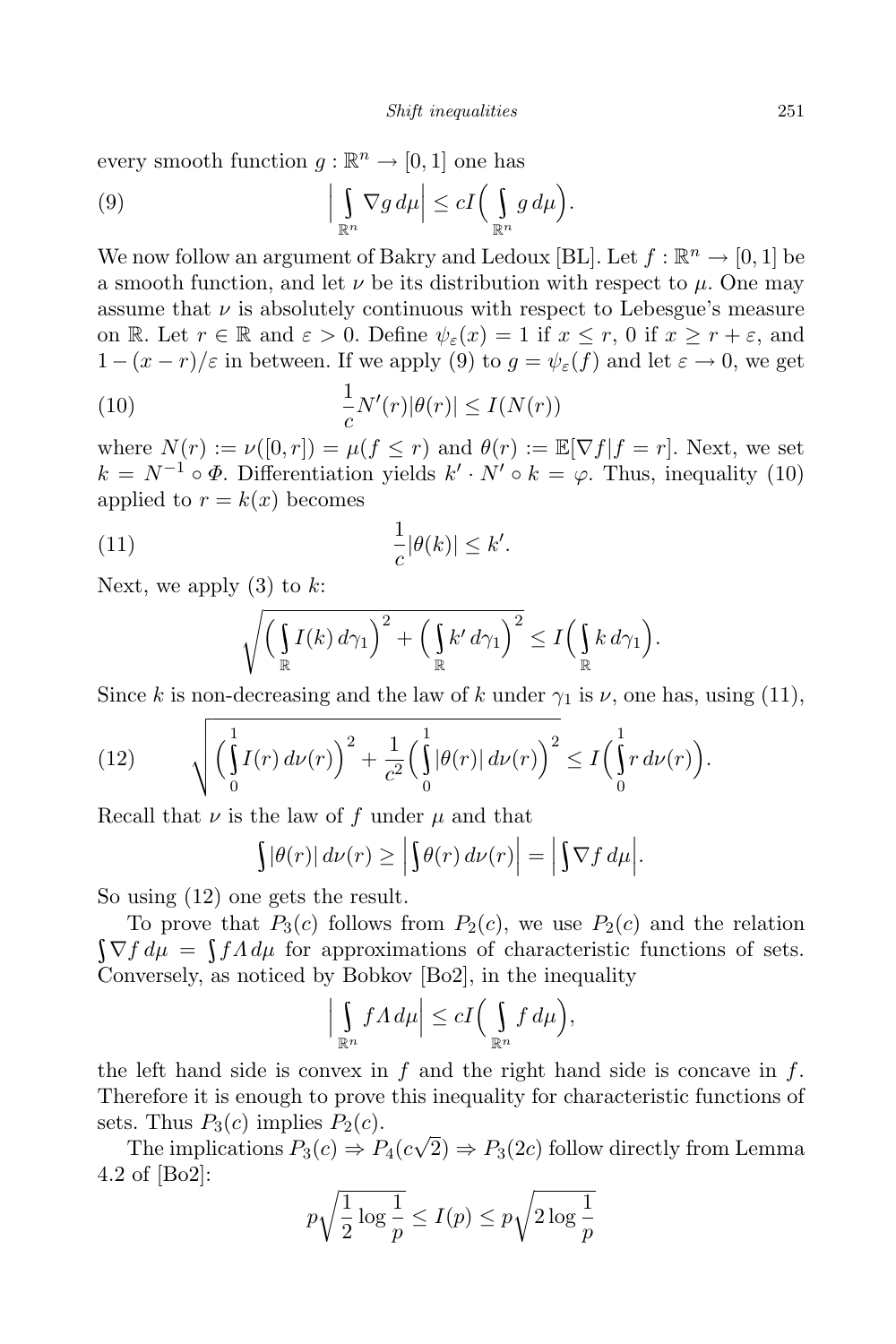every smooth function $g : \mathbb{R}^n \to [0,1]$ one has

$$\Big| \int_{\mathbb{R}^n} \nabla g \, d\mu \Big| \le cI\Big( \int_{\mathbb{R}^n} g \, d\mu \Big). \tag{9}$$

We now follow an argument of Bakry and Ledoux [BL]. Let $f : \mathbb{R}^n \to [0,1]$ be a smooth function, and let $\nu$ be its distribution with respect to $\mu$. One may assume that $\nu$ is absolutely continuous with respect to Lebesgue's measure on $\mathbb{R}$. Let $r \in \mathbb{R}$ and $\varepsilon > 0$. Define $\psi_\varepsilon(x) = 1$ if $x \le r$, $0$ if $x \ge r + \varepsilon$, and $1 - (x-r)/\varepsilon$ in between. If we apply (9) to $g = \psi_\varepsilon(f)$ and let $\varepsilon \to 0$, we get

$$\frac{1}{c} N'(r) |\theta(r)| \le I(N(r)) \tag{10}$$

where $N(r) := \nu([0,r]) = \mu(f \le r)$ and $\theta(r) := \mathbb{E}[\nabla f | f = r]$. Next, we set $k = N^{-1} \circ \Phi$. Differentiation yields $k' \cdot N' \circ k = \varphi$. Thus, inequality (10) applied to $r = k(x)$ becomes

$$\frac{1}{c} |\theta(k)| \le k'. \tag{11}$$

Next, we apply (3) to $k$:

$$\sqrt{\Big( \int_{\mathbb{R}} I(k) \, d\gamma_1 \Big)^2 + \Big( \int_{\mathbb{R}} k' \, d\gamma_1 \Big)^2} \le I\Big( \int_{\mathbb{R}} k \, d\gamma_1 \Big).$$

Since $k$ is non-decreasing and the law of $k$ under $\gamma_1$ is $\nu$, one has, using (11),

$$\sqrt{\Big( \int_0^1 I(r) \, d\nu(r) \Big)^2 + \frac{1}{c^2} \Big( \int_0^1 |\theta(r)| \, d\nu(r) \Big)^2} \le I\Big( \int_0^1 r \, d\nu(r) \Big). \tag{12}$$

Recall that $\nu$ is the law of $f$ under $\mu$ and that

$$\int |\theta(r)| \, d\nu(r) \ge \Big| \int \theta(r) \, d\nu(r) \Big| = \Big| \int \nabla f \, d\mu \Big|.$$

So using (12) one gets the result.

To prove that $P_3(c)$ follows from $P_2(c)$, we use $P_2(c)$ and the relation $\int \nabla f \, d\mu = \int f \Lambda \, d\mu$ for approximations of characteristic functions of sets. Conversely, as noticed by Bobkov [Bo2], in the inequality

$$\Big| \int_{\mathbb{R}^n} f \Lambda \, d\mu \Big| \le cI\Big( \int_{\mathbb{R}^n} f \, d\mu \Big),$$

the left hand side is convex in $f$ and the right hand side is concave in $f$. Therefore it is enough to prove this inequality for characteristic functions of sets. Thus $P_3(c)$ implies $P_2(c)$.

The implications $P_3(c) \Rightarrow P_4(c\sqrt{2}) \Rightarrow P_3(2c)$ follow directly from Lemma 4.2 of [Bo2]:

$$p \sqrt{\frac{1}{2} \log \frac{1}{p}} \le I(p) \le p \sqrt{2 \log \frac{1}{p}}$$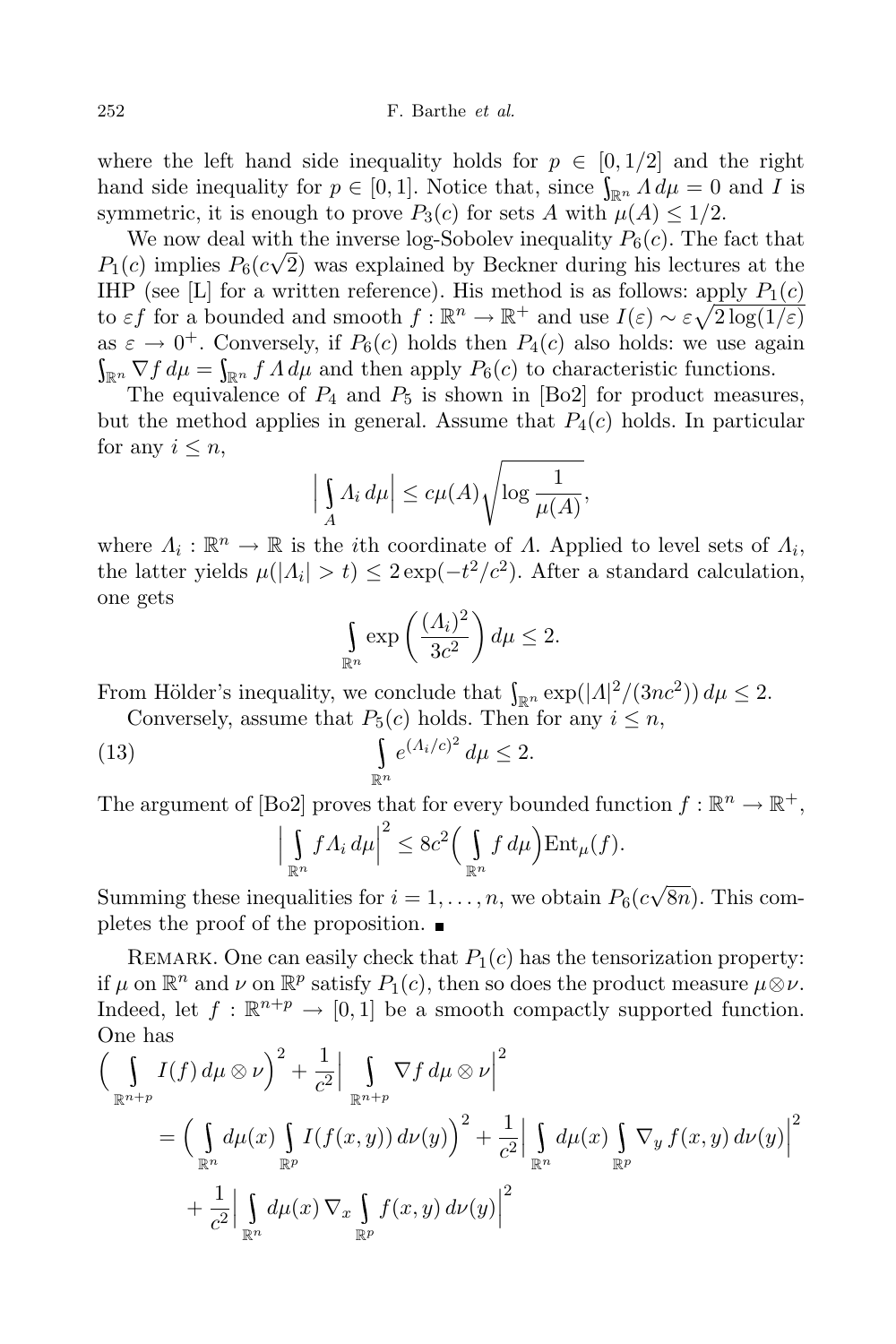where the left hand side inequality holds for $p \in [0,1/2]$ and the right hand side inequality for $p \in [0,1]$. Notice that, since $\int_{\mathbb{R}^n} \Lambda\, d\mu = 0$ and $I$ is symmetric, it is enough to prove $P_3(c)$ for sets $A$ with $\mu(A) \le 1/2$.

We now deal with the inverse log-Sobolev inequality $P_6(c)$. The fact that $P_1(c)$ implies $P_6(c\sqrt{2})$ was explained by Beckner during his lectures at the IHP (see [L] for a written reference). His method is as follows: apply $P_1(c)$ to $\varepsilon f$ for a bounded and smooth $f : \mathbb{R}^n \to \mathbb{R}^+$ and use $I(\varepsilon) \sim \varepsilon\sqrt{2\log(1/\varepsilon)}$ as $\varepsilon \to 0^+$. Conversely, if $P_6(c)$ holds then $P_4(c)$ also holds: we use again $\int_{\mathbb{R}^n} \nabla f\, d\mu = \int_{\mathbb{R}^n} f\,\Lambda\, d\mu$ and then apply $P_6(c)$ to characteristic functions.

The equivalence of $P_4$ and $P_5$ is shown in [Bo2] for product measures, but the method applies in general. Assume that $P_4(c)$ holds. In particular for any $i \le n$,

$$\Big|\int_A \Lambda_i\, d\mu\Big| \le c\mu(A)\sqrt{\log\frac{1}{\mu(A)}},$$

where $\Lambda_i : \mathbb{R}^n \to \mathbb{R}$ is the $i$th coordinate of $\Lambda$. Applied to level sets of $\Lambda_i$, the latter yields $\mu(|\Lambda_i| > t) \le 2\exp(-t^2/c^2)$. After a standard calculation, one gets

$$\int_{\mathbb{R}^n} \exp\left(\frac{(\Lambda_i)^2}{3c^2}\right) d\mu \le 2.$$

From Hölder's inequality, we conclude that $\int_{\mathbb{R}^n} \exp(|\Lambda|^2/(3nc^2))\, d\mu \le 2$.

Conversely, assume that $P_5(c)$ holds. Then for any $i \le n$,

$$\int_{\mathbb{R}^n} e^{(\Lambda_i/c)^2}\, d\mu \le 2. \tag{13}$$

The argument of [Bo2] proves that for every bounded function $f : \mathbb{R}^n \to \mathbb{R}^+$,

$$\Big|\int_{\mathbb{R}^n} f\Lambda_i\, d\mu\Big|^2 \le 8c^2\Big(\int_{\mathbb{R}^n} f\, d\mu\Big)\mathrm{Ent}_\mu(f).$$

Summing these inequalities for $i = 1,\dots,n$, we obtain $P_6(c\sqrt{8n})$. This completes the proof of the proposition. ■

Remark. One can easily check that $P_1(c)$ has the tensorization property: if $\mu$ on $\mathbb{R}^n$ and $\nu$ on $\mathbb{R}^p$ satisfy $P_1(c)$, then so does the product measure $\mu\otimes\nu$. Indeed, let $f : \mathbb{R}^{n+p} \to [0,1]$ be a smooth compactly supported function. One has

$$\begin{aligned}
\Big(\int_{\mathbb{R}^{n+p}} I(f)\, d\mu\otimes\nu\Big)^2 &+ \frac{1}{c^2}\Big|\int_{\mathbb{R}^{n+p}} \nabla f\, d\mu\otimes\nu\Big|^2 \\
&= \Big(\int_{\mathbb{R}^n} d\mu(x)\int_{\mathbb{R}^p} I(f(x,y))\, d\nu(y)\Big)^2 + \frac{1}{c^2}\Big|\int_{\mathbb{R}^n} d\mu(x)\int_{\mathbb{R}^p} \nabla_y f(x,y)\, d\nu(y)\Big|^2 \\
&\quad + \frac{1}{c^2}\Big|\int_{\mathbb{R}^n} d\mu(x)\,\nabla_x\int_{\mathbb{R}^p} f(x,y)\, d\nu(y)\Big|^2
\end{aligned}$$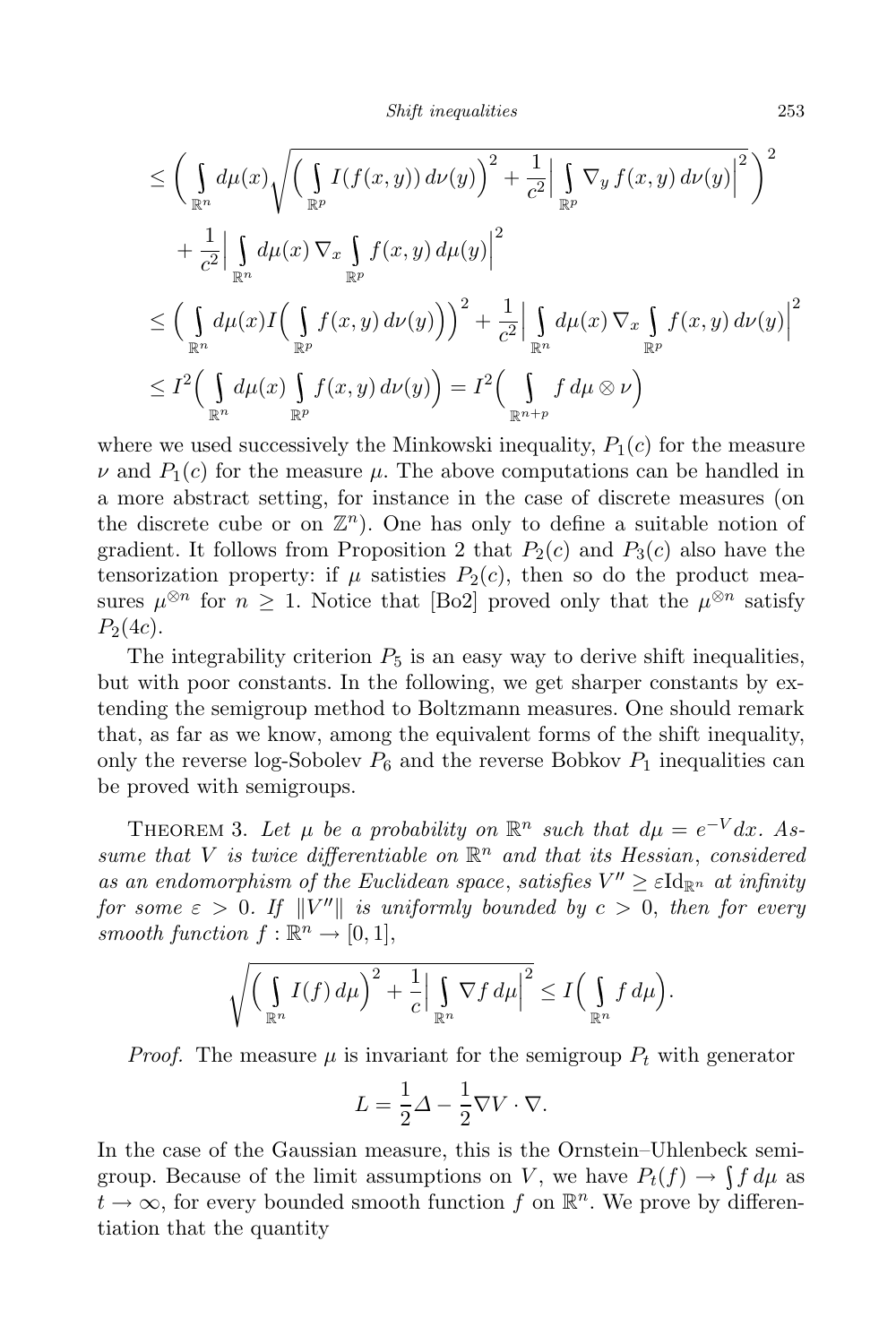$$\leq \Big( \int_{\mathbb{R}^n} d\mu(x) \sqrt{\Big( \int_{\mathbb{R}^p} I(f(x,y))\, d\nu(y)\Big)^2 + \frac{1}{c^2}\Big| \int_{\mathbb{R}^p} \nabla_y f(x,y)\, d\nu(y)\Big|^2}\,\Big)^2$$

$$+ \frac{1}{c^2}\Big| \int_{\mathbb{R}^n} d\mu(x)\, \nabla_x \int_{\mathbb{R}^p} f(x,y)\, d\mu(y)\Big|^2$$

$$\leq \Big( \int_{\mathbb{R}^n} d\mu(x) I\Big( \int_{\mathbb{R}^p} f(x,y)\, d\nu(y)\Big)\Big)^2 + \frac{1}{c^2}\Big| \int_{\mathbb{R}^n} d\mu(x)\, \nabla_x \int_{\mathbb{R}^p} f(x,y)\, d\nu(y)\Big|^2$$

$$\leq I^2\Big( \int_{\mathbb{R}^n} d\mu(x) \int_{\mathbb{R}^p} f(x,y)\, d\nu(y)\Big) = I^2\Big( \int_{\mathbb{R}^{n+p}} f\, d\mu \otimes \nu\Big)$$

where we used successively the Minkowski inequality, $P_1(c)$ for the measure $\nu$ and $P_1(c)$ for the measure $\mu$. The above computations can be handled in a more abstract setting, for instance in the case of discrete measures (on the discrete cube or on $\mathbb{Z}^n$). One has only to define a suitable notion of gradient. It follows from Proposition 2 that $P_2(c)$ and $P_3(c)$ also have the tensorization property: if $\mu$ satisties $P_2(c)$, then so do the product measures $\mu^{\otimes n}$ for $n \geq 1$. Notice that [Bo2] proved only that the $\mu^{\otimes n}$ satisfy $P_2(4c)$.

The integrability criterion $P_5$ is an easy way to derive shift inequalities, but with poor constants. In the following, we get sharper constants by extending the semigroup method to Boltzmann measures. One should remark that, as far as we know, among the equivalent forms of the shift inequality, only the reverse log-Sobolev $P_6$ and the reverse Bobkov $P_1$ inequalities can be proved with semigroups.

THEOREM 3. *Let $\mu$ be a probability on $\mathbb{R}^n$ such that $d\mu = e^{-V}dx$. Assume that $V$ is twice differentiable on $\mathbb{R}^n$ and that its Hessian, considered as an endomorphism of the Euclidean space, satisfies $V'' \geq \varepsilon \mathrm{Id}_{\mathbb{R}^n}$ at infinity for some $\varepsilon > 0$. If $\|V''\|$ is uniformly bounded by $c > 0$, then for every smooth function $f : \mathbb{R}^n \to [0,1]$,*

$$\sqrt{\Big( \int_{\mathbb{R}^n} I(f)\, d\mu\Big)^2 + \frac{1}{c}\Big| \int_{\mathbb{R}^n} \nabla f\, d\mu\Big|^2} \leq I\Big( \int_{\mathbb{R}^n} f\, d\mu\Big).$$

*Proof.* The measure $\mu$ is invariant for the semigroup $P_t$ with generator

$$L = \frac{1}{2}\Delta - \frac{1}{2}\nabla V \cdot \nabla.$$

In the case of the Gaussian measure, this is the Ornstein–Uhlenbeck semigroup. Because of the limit assumptions on $V$, we have $P_t(f) \to \int f\, d\mu$ as $t \to \infty$, for every bounded smooth function $f$ on $\mathbb{R}^n$. We prove by differentiation that the quantity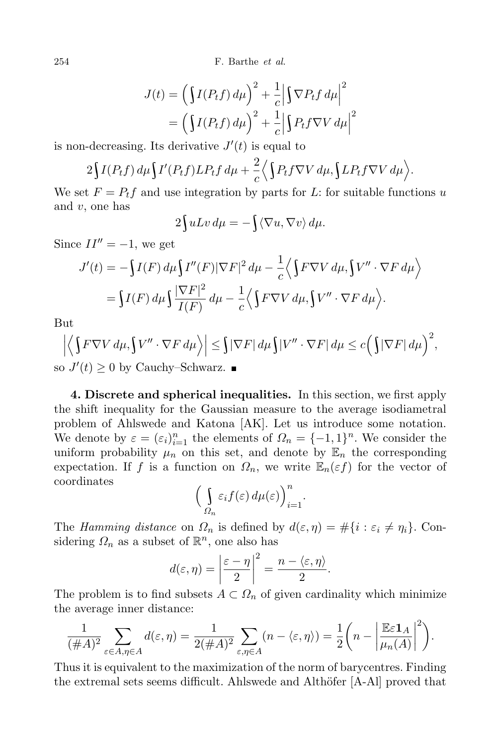$$J(t) = \Big(\int I(P_t f)\, d\mu\Big)^2 + \frac{1}{c}\Big|\int \nabla P_t f\, d\mu\Big|^2$$
$$= \Big(\int I(P_t f)\, d\mu\Big)^2 + \frac{1}{c}\Big|\int P_t f \nabla V\, d\mu\Big|^2$$

is non-decreasing. Its derivative $J'(t)$ is equal to

$$2\int I(P_t f)\, d\mu \int I'(P_t f) L P_t f\, d\mu + \frac{2}{c}\Big\langle \int P_t f \nabla V\, d\mu, \int L P_t f \nabla V\, d\mu\Big\rangle.$$

We set $F = P_t f$ and use integration by parts for $L$: for suitable functions $u$ and $v$, one has

$$2\int u L v\, d\mu = -\int \langle \nabla u, \nabla v\rangle\, d\mu.$$

Since $II'' = -1$, we get

$$J'(t) = -\int I(F)\, d\mu \int I''(F)|\nabla F|^2\, d\mu - \frac{1}{c}\Big\langle \int F\nabla V\, d\mu, \int V''\cdot \nabla F\, d\mu\Big\rangle$$
$$= \int I(F)\, d\mu \int \frac{|\nabla F|^2}{I(F)}\, d\mu - \frac{1}{c}\Big\langle \int F\nabla V\, d\mu, \int V''\cdot \nabla F\, d\mu\Big\rangle.$$

But

$$\Big|\Big\langle \int F\nabla V\, d\mu, \int V''\cdot\nabla F\, d\mu\Big\rangle\Big| \le \int |\nabla F|\, d\mu \int |V''\cdot \nabla F|\, d\mu \le c\Big(\int|\nabla F|\, d\mu\Big)^2,$$

so $J'(t)\ge 0$ by Cauchy–Schwarz. ∎

**4. Discrete and spherical inequalities.** In this section, we first apply the shift inequality for the Gaussian measure to the average isodiametral problem of Ahlswede and Katona [AK]. Let us introduce some notation. We denote by $\varepsilon = (\varepsilon_i)_{i=1}^n$ the elements of $\Omega_n = \{-1,1\}^n$. We consider the uniform probability $\mu_n$ on this set, and denote by $\mathbb{E}_n$ the corresponding expectation. If $f$ is a function on $\Omega_n$, we write $\mathbb{E}_n(\varepsilon f)$ for the vector of coordinates

$$\Big(\int_{\Omega_n} \varepsilon_i f(\varepsilon)\, d\mu(\varepsilon)\Big)_{i=1}^n.$$

The *Hamming distance* on $\Omega_n$ is defined by $d(\varepsilon,\eta) = \#\{i : \varepsilon_i \ne \eta_i\}$. Considering $\Omega_n$ as a subset of $\mathbb{R}^n$, one also has

$$d(\varepsilon,\eta) = \Big|\frac{\varepsilon-\eta}{2}\Big|^2 = \frac{n-\langle\varepsilon,\eta\rangle}{2}.$$

The problem is to find subsets $A\subset\Omega_n$ of given cardinality which minimize the average inner distance:

$$\frac{1}{(\#A)^2}\sum_{\varepsilon\in A,\eta\in A} d(\varepsilon,\eta) = \frac{1}{2(\#A)^2}\sum_{\varepsilon,\eta\in A}(n-\langle\varepsilon,\eta\rangle) = \frac{1}{2}\bigg(n - \Big|\frac{\mathbb{E}\varepsilon\mathbf{1}_A}{\mu_n(A)}\Big|^2\bigg).$$

Thus it is equivalent to the maximization of the norm of barycentres. Finding the extremal sets seems difficult. Ahlswede and Althöfer [A-Al] proved that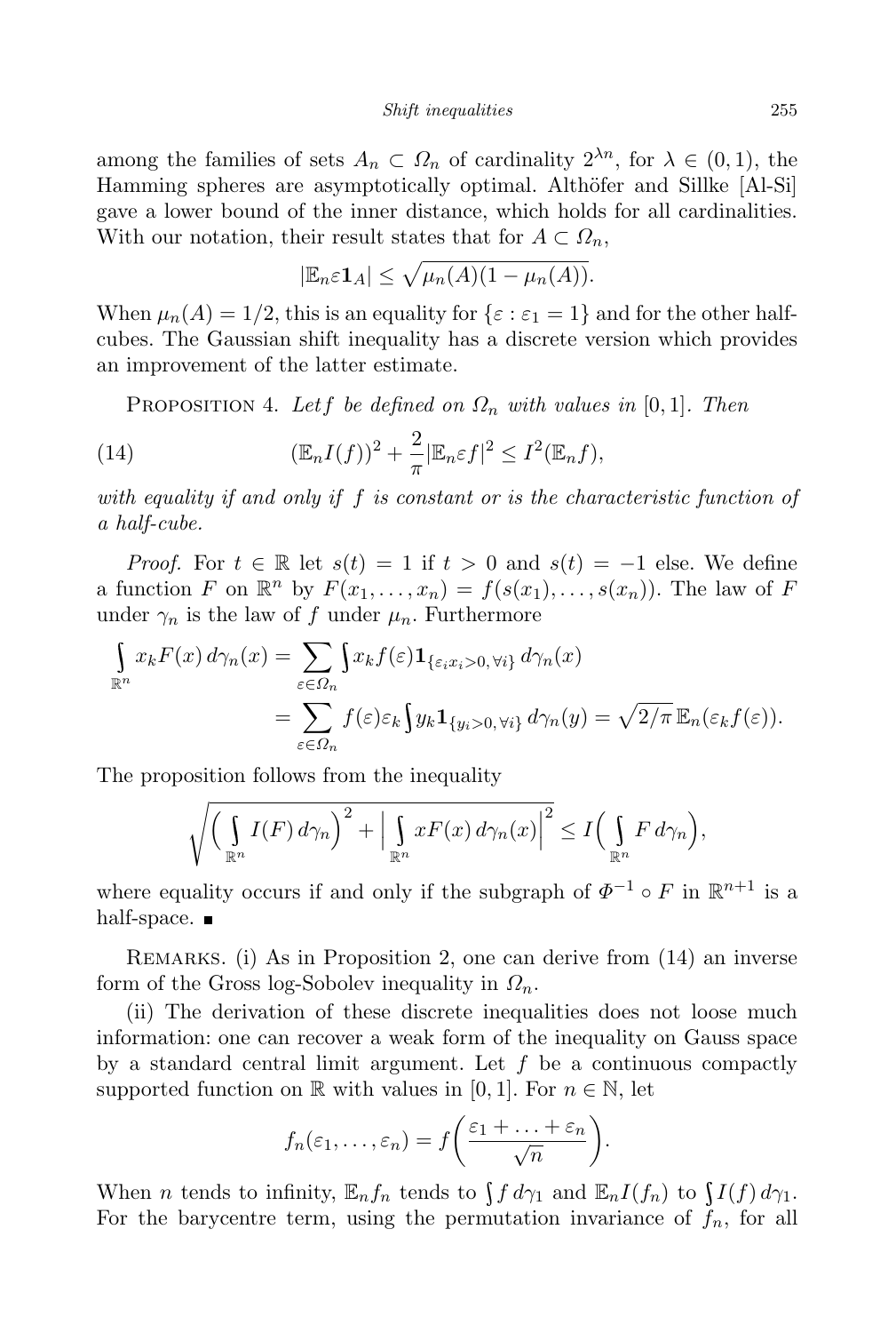among the families of sets $A_n \subset \Omega_n$ of cardinality $2^{\lambda n}$, for $\lambda \in (0,1)$, the Hamming spheres are asymptotically optimal. Althöfer and Sillke [Al-Si] gave a lower bound of the inner distance, which holds for all cardinalities. With our notation, their result states that for $A \subset \Omega_n$,

$$|\mathbb{E}_n \varepsilon \mathbf{1}_A| \leq \sqrt{\mu_n(A)(1-\mu_n(A))}.$$

When $\mu_n(A) = 1/2$, this is an equality for $\{\varepsilon : \varepsilon_1 = 1\}$ and for the other half-cubes. The Gaussian shift inequality has a discrete version which provides an improvement of the latter estimate.

Proposition 4. *Let $f$ be defined on $\Omega_n$ with values in $[0,1]$. Then*

$$(\mathbb{E}_n I(f))^2 + \frac{2}{\pi}|\mathbb{E}_n \varepsilon f|^2 \leq I^2(\mathbb{E}_n f), \tag{14}$$

*with equality if and only if $f$ is constant or is the characteristic function of a half-cube.*

*Proof.* For $t \in \mathbb{R}$ let $s(t) = 1$ if $t > 0$ and $s(t) = -1$ else. We define a function $F$ on $\mathbb{R}^n$ by $F(x_1, \ldots, x_n) = f(s(x_1), \ldots, s(x_n))$. The law of $F$ under $\gamma_n$ is the law of $f$ under $\mu_n$. Furthermore

$$\begin{aligned}
\int_{\mathbb{R}^n} x_k F(x)\, d\gamma_n(x) &= \sum_{\varepsilon \in \Omega_n} \int x_k f(\varepsilon) \mathbf{1}_{\{\varepsilon_i x_i > 0,\, \forall i\}}\, d\gamma_n(x) \\
&= \sum_{\varepsilon \in \Omega_n} f(\varepsilon)\varepsilon_k \int y_k \mathbf{1}_{\{y_i > 0,\, \forall i\}}\, d\gamma_n(y) = \sqrt{2/\pi}\, \mathbb{E}_n(\varepsilon_k f(\varepsilon)).
\end{aligned}$$

The proposition follows from the inequality

$$\sqrt{\Big(\int_{\mathbb{R}^n} I(F)\, d\gamma_n\Big)^2 + \Big|\int_{\mathbb{R}^n} x F(x)\, d\gamma_n(x)\Big|^2} \leq I\Big(\int_{\mathbb{R}^n} F\, d\gamma_n\Big),$$

where equality occurs if and only if the subgraph of $\Phi^{-1} \circ F$ in $\mathbb{R}^{n+1}$ is a half-space. ∎

Remarks. (i) As in Proposition 2, one can derive from (14) an inverse form of the Gross log-Sobolev inequality in $\Omega_n$.

(ii) The derivation of these discrete inequalities does not loose much information: one can recover a weak form of the inequality on Gauss space by a standard central limit argument. Let $f$ be a continuous compactly supported function on $\mathbb{R}$ with values in $[0,1]$. For $n \in \mathbb{N}$, let

$$f_n(\varepsilon_1, \ldots, \varepsilon_n) = f\bigg(\frac{\varepsilon_1 + \ldots + \varepsilon_n}{\sqrt{n}}\bigg).$$

When $n$ tends to infinity, $\mathbb{E}_n f_n$ tends to $\int f\, d\gamma_1$ and $\mathbb{E}_n I(f_n)$ to $\int I(f)\, d\gamma_1$. For the barycentre term, using the permutation invariance of $f_n$, for all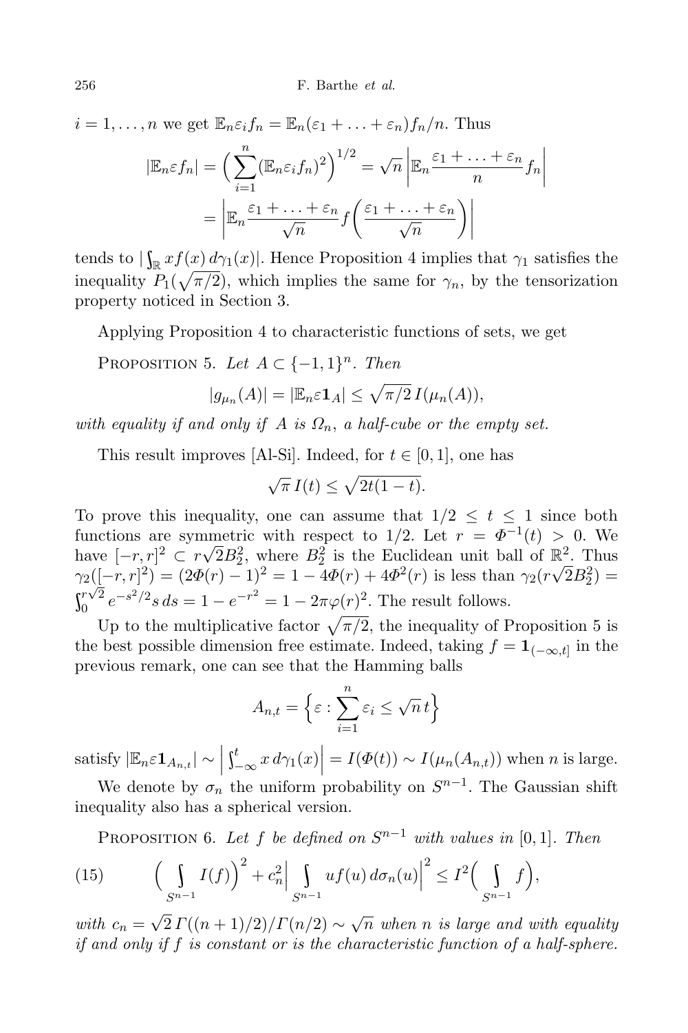$i = 1, \ldots, n$ we get $\mathbb{E}_n \varepsilon_i f_n = \mathbb{E}_n(\varepsilon_1 + \ldots + \varepsilon_n) f_n / n$. Thus

$$|\mathbb{E}_n \varepsilon f_n| = \Big( \sum_{i=1}^n (\mathbb{E}_n \varepsilon_i f_n)^2 \Big)^{1/2} = \sqrt{n} \left| \mathbb{E}_n \frac{\varepsilon_1 + \ldots + \varepsilon_n}{n} f_n \right|$$
$$= \left| \mathbb{E}_n \frac{\varepsilon_1 + \ldots + \varepsilon_n}{\sqrt{n}} f\Big( \frac{\varepsilon_1 + \ldots + \varepsilon_n}{\sqrt{n}} \Big) \right|$$

tends to $|\int_{\mathbb{R}} x f(x)\, d\gamma_1(x)|$. Hence Proposition 4 implies that $\gamma_1$ satisfies the inequality $P_1(\sqrt{\pi/2})$, which implies the same for $\gamma_n$, by the tensorization property noticed in Section 3.

Applying Proposition 4 to characteristic functions of sets, we get

Proposition 5. *Let $A \subset \{-1, 1\}^n$. Then*

$$|g_{\mu_n}(A)| = |\mathbb{E}_n \varepsilon \mathbf{1}_A| \le \sqrt{\pi/2}\, I(\mu_n(A)),$$

*with equality if and only if $A$ is $\Omega_n$, a half-cube or the empty set.*

This result improves [Al-Si]. Indeed, for $t \in [0, 1]$, one has

$$\sqrt{\pi}\, I(t) \le \sqrt{2t(1-t)}.$$

To prove this inequality, one can assume that $1/2 \le t \le 1$ since both functions are symmetric with respect to $1/2$. Let $r = \Phi^{-1}(t) > 0$. We have $[-r, r]^2 \subset r\sqrt{2} B_2^2$, where $B_2^2$ is the Euclidean unit ball of $\mathbb{R}^2$. Thus $\gamma_2([-r, r]^2) = (2\Phi(r) - 1)^2 = 1 - 4\Phi(r) + 4\Phi^2(r)$ is less than $\gamma_2(r\sqrt{2} B_2^2) = \int_0^{r\sqrt{2}} e^{-s^2/2} s\, ds = 1 - e^{-r^2} = 1 - 2\pi\varphi(r)^2$. The result follows.

Up to the multiplicative factor $\sqrt{\pi/2}$, the inequality of Proposition 5 is the best possible dimension free estimate. Indeed, taking $f = \mathbf{1}_{(-\infty, t]}$ in the previous remark, one can see that the Hamming balls

$$A_{n,t} = \Big\{ \varepsilon : \sum_{i=1}^n \varepsilon_i \le \sqrt{n}\, t \Big\}$$

satisfy $|\mathbb{E}_n \varepsilon \mathbf{1}_{A_{n,t}}| \sim \left| \int_{-\infty}^t x\, d\gamma_1(x) \right| = I(\Phi(t)) \sim I(\mu_n(A_{n,t}))$ when $n$ is large.

We denote by $\sigma_n$ the uniform probability on $S^{n-1}$. The Gaussian shift inequality also has a spherical version.

Proposition 6. *Let $f$ be defined on $S^{n-1}$ with values in $[0, 1]$. Then*

$$\Big( \int_{S^{n-1}} I(f) \Big)^2 + c_n^2 \Big| \int_{S^{n-1}} u f(u)\, d\sigma_n(u) \Big|^2 \le I^2 \Big( \int_{S^{n-1}} f \Big), \tag{15}$$

*with $c_n = \sqrt{2}\, \Gamma((n+1)/2)/\Gamma(n/2) \sim \sqrt{n}$ when $n$ is large and with equality if and only if $f$ is constant or is the characteristic function of a half-sphere.*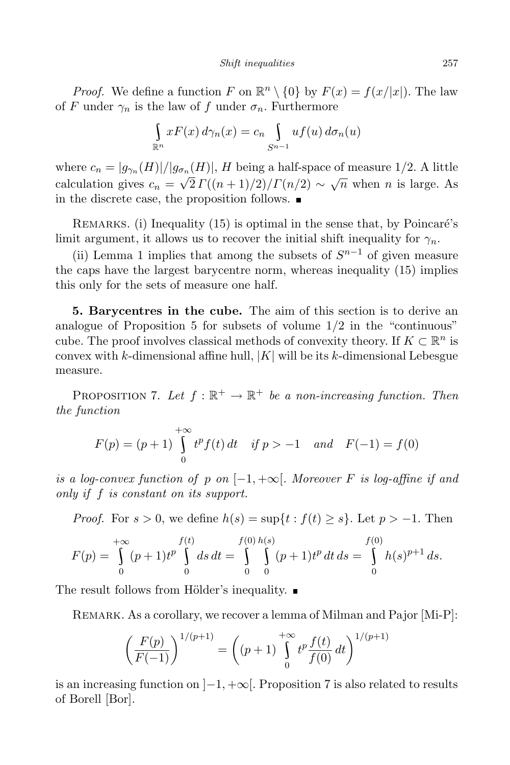*Proof.* We define a function $F$ on $\mathbb{R}^n \setminus \{0\}$ by $F(x) = f(x/|x|)$. The law of $F$ under $\gamma_n$ is the law of $f$ under $\sigma_n$. Furthermore

$$\int_{\mathbb{R}^n} xF(x)\,d\gamma_n(x) = c_n \int_{S^{n-1}} uf(u)\,d\sigma_n(u)$$

where $c_n = |g_{\gamma_n}(H)|/|g_{\sigma_n}(H)|$, $H$ being a half-space of measure $1/2$. A little calculation gives $c_n = \sqrt{2}\,\Gamma((n+1)/2)/\Gamma(n/2) \sim \sqrt{n}$ when $n$ is large. As in the discrete case, the proposition follows. ∎

Remarks. (i) Inequality (15) is optimal in the sense that, by Poincaré's limit argument, it allows us to recover the initial shift inequality for $\gamma_n$.

(ii) Lemma 1 implies that among the subsets of $S^{n-1}$ of given measure the caps have the largest barycentre norm, whereas inequality (15) implies this only for the sets of measure one half.

**5. Barycentres in the cube.** The aim of this section is to derive an analogue of Proposition 5 for subsets of volume $1/2$ in the "continuous" cube. The proof involves classical methods of convexity theory. If $K \subset \mathbb{R}^n$ is convex with $k$-dimensional affine hull, $|K|$ will be its $k$-dimensional Lebesgue measure.

Proposition 7. *Let $f : \mathbb{R}^+ \to \mathbb{R}^+$ be a non-increasing function. Then the function*

$$F(p) = (p+1)\int_0^{+\infty} t^p f(t)\,dt \quad \text{if } p > -1 \quad \text{and} \quad F(-1) = f(0)$$

*is a log-convex function of $p$ on $[-1, +\infty[$. Moreover $F$ is log-affine if and only if $f$ is constant on its support.*

*Proof.* For $s > 0$, we define $h(s) = \sup\{t : f(t) \ge s\}$. Let $p > -1$. Then

$$F(p) = \int_0^{+\infty} (p+1)t^p \int_0^{f(t)} ds\,dt = \int_0^{f(0)} \int_0^{h(s)} (p+1)t^p\,dt\,ds = \int_0^{f(0)} h(s)^{p+1}\,ds.$$

The result follows from Hölder's inequality. ∎

Remark. As a corollary, we recover a lemma of Milman and Pajor [Mi-P]:

$$\left(\frac{F(p)}{F(-1)}\right)^{1/(p+1)} = \left((p+1)\int_0^{+\infty} t^p \frac{f(t)}{f(0)}\,dt\right)^{1/(p+1)}$$

is an increasing function on $]-1, +\infty[$. Proposition 7 is also related to results of Borell [Bor].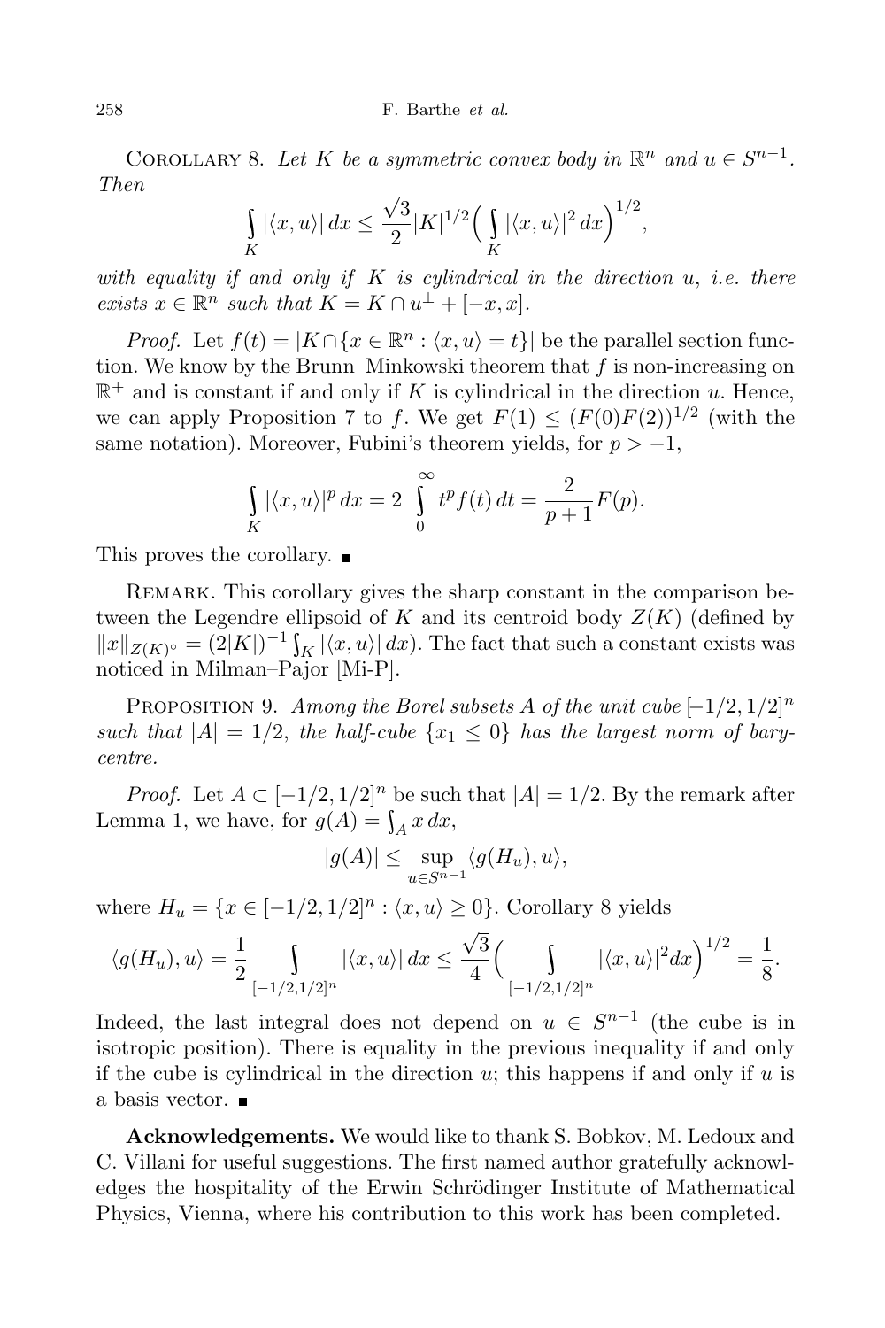Corollary 8. *Let $K$ be a symmetric convex body in $\mathbb{R}^n$ and $u \in S^{n-1}$. Then*

$$\int_K |\langle x, u\rangle|\, dx \le \frac{\sqrt{3}}{2}|K|^{1/2}\Big(\int_K |\langle x, u\rangle|^2\, dx\Big)^{1/2},$$

*with equality if and only if $K$ is cylindrical in the direction $u$, i.e. there exists $x \in \mathbb{R}^n$ such that $K = K \cap u^{\perp} + [-x, x]$.*

*Proof.* Let $f(t) = |K \cap \{x \in \mathbb{R}^n : \langle x, u\rangle = t\}|$ be the parallel section function. We know by the Brunn–Minkowski theorem that $f$ is non-increasing on $\mathbb{R}^+$ and is constant if and only if $K$ is cylindrical in the direction $u$. Hence, we can apply Proposition 7 to $f$. We get $F(1) \le (F(0)F(2))^{1/2}$ (with the same notation). Moreover, Fubini's theorem yields, for $p > -1$,

$$\int_K |\langle x, u\rangle|^p\, dx = 2\int_0^{+\infty} t^p f(t)\, dt = \frac{2}{p+1}F(p).$$

This proves the corollary. ∎

Remark. This corollary gives the sharp constant in the comparison between the Legendre ellipsoid of $K$ and its centroid body $Z(K)$ (defined by $\|x\|_{Z(K)^\circ} = (2|K|)^{-1}\int_K |\langle x, u\rangle|\, dx$). The fact that such a constant exists was noticed in Milman–Pajor [Mi-P].

Proposition 9. *Among the Borel subsets $A$ of the unit cube $[-1/2, 1/2]^n$ such that $|A| = 1/2$, the half-cube $\{x_1 \le 0\}$ has the largest norm of barycentre.*

*Proof.* Let $A \subset [-1/2, 1/2]^n$ be such that $|A| = 1/2$. By the remark after Lemma 1, we have, for $g(A) = \int_A x\, dx$,

$$|g(A)| \le \sup_{u \in S^{n-1}} \langle g(H_u), u\rangle,$$

where $H_u = \{x \in [-1/2, 1/2]^n : \langle x, u\rangle \ge 0\}$. Corollary 8 yields

$$\langle g(H_u), u\rangle = \frac{1}{2}\int_{[-1/2,1/2]^n} |\langle x, u\rangle|\, dx \le \frac{\sqrt{3}}{4}\Big(\int_{[-1/2,1/2]^n} |\langle x, u\rangle|^2 dx\Big)^{1/2} = \frac{1}{8}.$$

Indeed, the last integral does not depend on $u \in S^{n-1}$ (the cube is in isotropic position). There is equality in the previous inequality if and only if the cube is cylindrical in the direction $u$; this happens if and only if $u$ is a basis vector. ∎

**Acknowledgements.** We would like to thank S. Bobkov, M. Ledoux and C. Villani for useful suggestions. The first named author gratefully acknowledges the hospitality of the Erwin Schrödinger Institute of Mathematical Physics, Vienna, where his contribution to this work has been completed.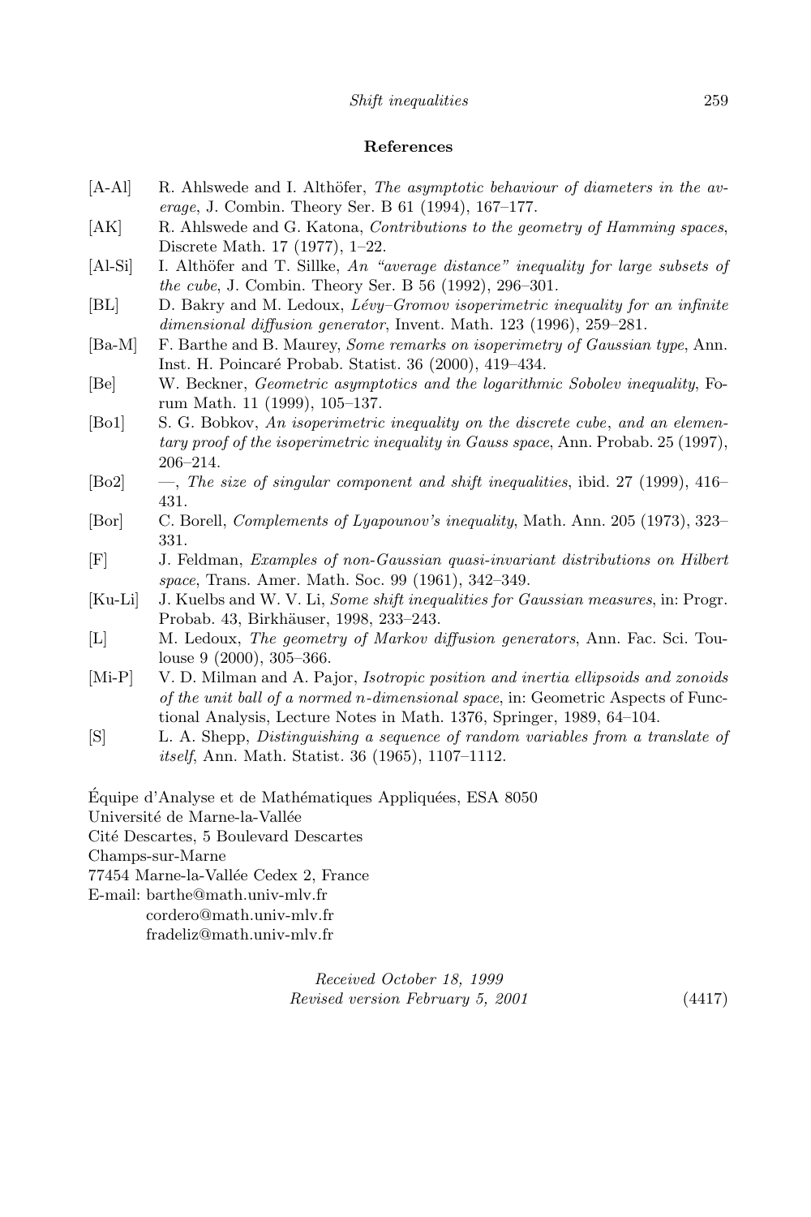## References

[A-Al] R. Ahlswede and I. Althöfer, *The asymptotic behaviour of diameters in the average*, J. Combin. Theory Ser. B 61 (1994), 167–177.

[AK] R. Ahlswede and G. Katona, *Contributions to the geometry of Hamming spaces*, Discrete Math. 17 (1977), 1–22.

[Al-Si] I. Althöfer and T. Sillke, *An "average distance" inequality for large subsets of the cube*, J. Combin. Theory Ser. B 56 (1992), 296–301.

[BL] D. Bakry and M. Ledoux, *Lévy–Gromov isoperimetric inequality for an infinite dimensional diffusion generator*, Invent. Math. 123 (1996), 259–281.

[Ba-M] F. Barthe and B. Maurey, *Some remarks on isoperimetry of Gaussian type*, Ann. Inst. H. Poincaré Probab. Statist. 36 (2000), 419–434.

[Be] W. Beckner, *Geometric asymptotics and the logarithmic Sobolev inequality*, Forum Math. 11 (1999), 105–137.

[Bo1] S. G. Bobkov, *An isoperimetric inequality on the discrete cube, and an elementary proof of the isoperimetric inequality in Gauss space*, Ann. Probab. 25 (1997), 206–214.

[Bo2] —, *The size of singular component and shift inequalities*, ibid. 27 (1999), 416–431.

[Bor] C. Borell, *Complements of Lyapounov's inequality*, Math. Ann. 205 (1973), 323–331.

[F] J. Feldman, *Examples of non-Gaussian quasi-invariant distributions on Hilbert space*, Trans. Amer. Math. Soc. 99 (1961), 342–349.

[Ku-Li] J. Kuelbs and W. V. Li, *Some shift inequalities for Gaussian measures*, in: Progr. Probab. 43, Birkhäuser, 1998, 233–243.

[L] M. Ledoux, *The geometry of Markov diffusion generators*, Ann. Fac. Sci. Toulouse 9 (2000), 305–366.

[Mi-P] V. D. Milman and A. Pajor, *Isotropic position and inertia ellipsoids and zonoids of the unit ball of a normed n-dimensional space*, in: Geometric Aspects of Functional Analysis, Lecture Notes in Math. 1376, Springer, 1989, 64–104.

[S] L. A. Shepp, *Distinguishing a sequence of random variables from a translate of itself*, Ann. Math. Statist. 36 (1965), 1107–1112.

Équipe d'Analyse et de Mathématiques Appliquées, ESA 8050
Université de Marne-la-Vallée
Cité Descartes, 5 Boulevard Descartes
Champs-sur-Marne
77454 Marne-la-Vallée Cedex 2, France
E-mail: barthe@math.univ-mlv.fr
cordero@math.univ-mlv.fr
fradeliz@math.univ-mlv.fr

*Received October 18, 1999*
*Revised version February 5, 2001* (4417)